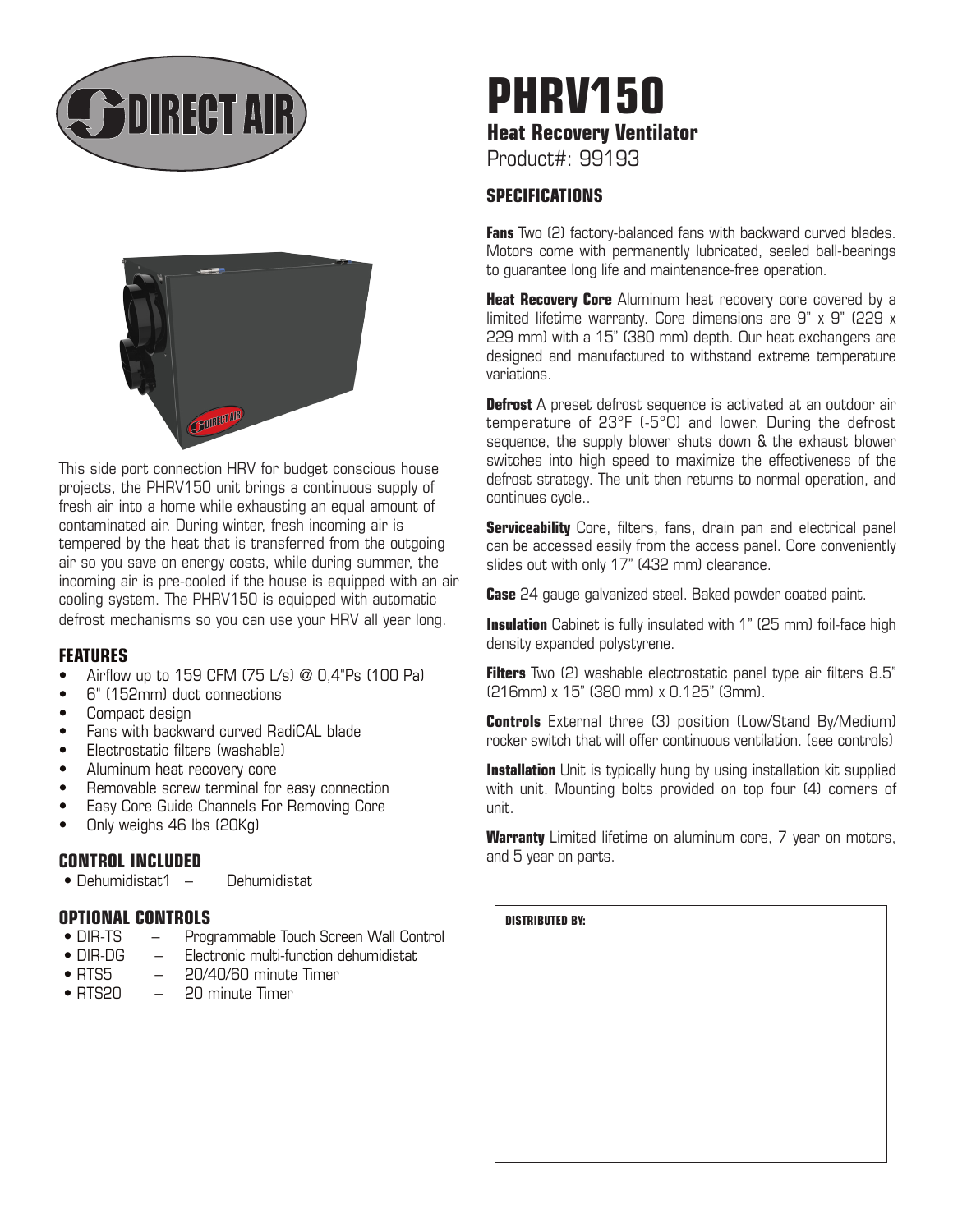# PHRV150

## Heat Recovery Ventilator

Product#: 99193

This side port connection HRV for budget conscious house projects, the PHRV150 unit brings a continuous supply of fresh air into a home while exhausting an equal amount of contaminated air. During winter, fresh incoming air is tempered by the heat that is transferred from the outgoing air so you save on energy costs, while during summer, the incoming air is pre-cooled if the house is equipped with an air cooling system. The PHRV150 is equipped with automatic defrost mechanisms so you can use your HRV all year long.

### FEATURES

- Airflow up to 159 CFM (75 L/s) @ 0,4"Ps (100 Pa)
- 6" (152mm) duct connections
- Compact design
- Fans with backward curved RadiCAL blade
- Electrostatic filters (washable)
- Aluminum heat recovery core
- Removable screw terminal for easy connection
- Easy Core Guide Channels For Removing Core
- Only weighs 46 lbs (20Kg)

### CONTROL INCLUDED

- Dehumidistat1 – Dehumidistat

### OPTIONAL CONTROLS

- DIR-TS – Programmable Touch Screen Wall Control
- DIR-DG – Electronic multi-function dehumidistat
- RTS5 – 20/40/60 minute Timer
- RTS20 – 20 minute Timer

### SPECIFICATIONS

**Fans** Two (2) factory-balanced fans with backward curved blades. Motors come with permanently lubricated, sealed ball-bearings to guarantee long life and maintenance-free operation.

**Heat Recovery Core** Aluminum heat recovery core covered by a limited lifetime warranty. Core dimensions are 9" x 9" (229 x 229 mm) with a 15" (380 mm) depth. Our heat exchangers are designed and manufactured to withstand extreme temperature variations.

**Defrost** A preset defrost sequence is activated at an outdoor air temperature of 23°F (-5°C) and lower. During the defrost sequence, the supply blower shuts down & the exhaust blower switches into high speed to maximize the effectiveness of the defrost strategy. The unit then returns to normal operation, and continues cycle..

**Serviceability** Core, filters, fans, drain pan and electrical panel can be accessed easily from the access panel. Core conveniently slides out with only 17" (432 mm) clearance.

**Case** 24 gauge galvanized steel. Baked powder coated paint.

**Insulation** Cabinet is fully insulated with 1" (25 mm) foil-face high density expanded polystyrene.

**Filters** Two (2) washable electrostatic panel type air filters 8.5" (216mm) x 15" (380 mm) x 0.125" (3mm).

**Controls** External three (3) position (Low/Stand By/Medium) rocker switch that will offer continuous ventilation. (see controls)

**Installation** Unit is typically hung by using installation kit supplied with unit. Mounting bolts provided on top four (4) corners of unit.

**Warranty** Limited lifetime on aluminum core, 7 year on motors, and 5 year on parts.

**DISTRIBUTED BY:**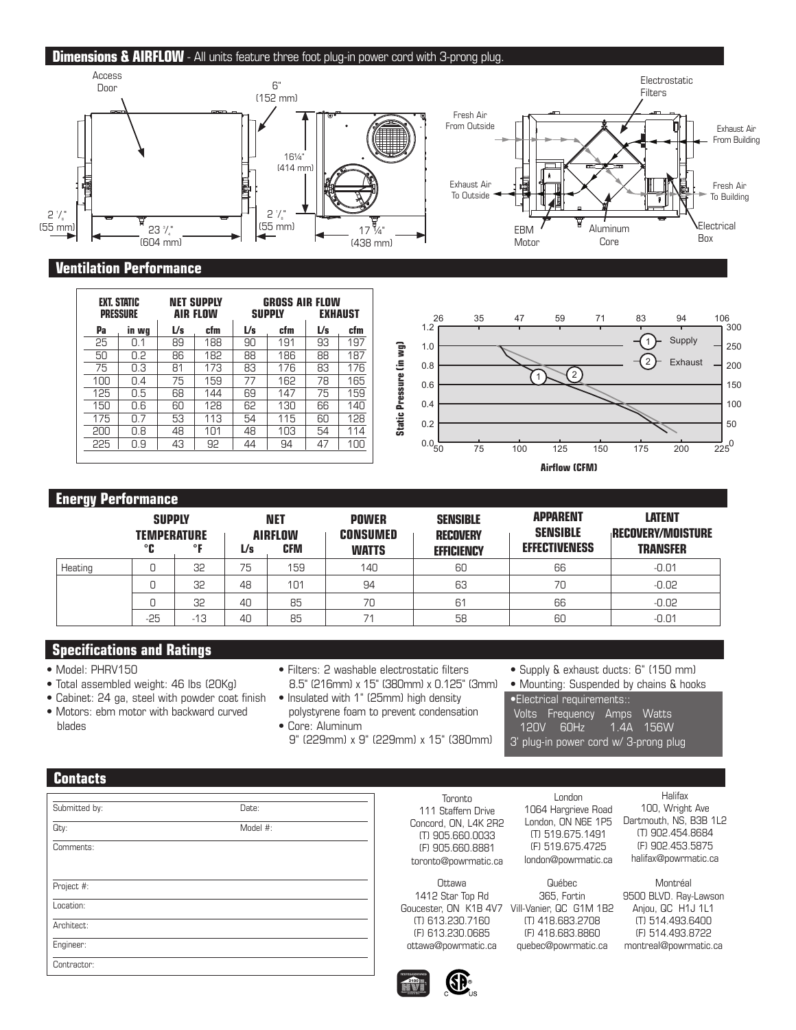## Dimensions & AIRFLOW - All units feature three foot plug-in power cord with 3-prong plug.

Access Door

6" (152 mm)

16¼" (414 mm)

2 ⅛" (55 mm)

23 ¾" (604 mm)

2 ⅛" (55 mm)

17 ¼" (438 mm)

Electrostatic Filters

Fresh Air From Outside

Exhaust Air From Building

Exhaust Air To Outside

Fresh Air To Building

EBM Motor

Aluminum Core

Electrical Box

## Ventilation Performance

| EXT. STATIC PRESSURE | | NET SUPPLY AIR FLOW | | GROSS AIR FLOW SUPPLY | | GROSS AIR FLOW EXHAUST | |
|---|---|---|---|---|---|---|---|
| Pa | in wg | L/s | cfm | L/s | cfm | L/s | cfm |
| 25 | 0.1 | 89 | 188 | 90 | 191 | 93 | 197 |
| 50 | 0.2 | 86 | 182 | 88 | 186 | 88 | 187 |
| 75 | 0.3 | 81 | 173 | 83 | 176 | 83 | 176 |
| 100 | 0.4 | 75 | 159 | 77 | 162 | 78 | 165 |
| 125 | 0.5 | 68 | 144 | 69 | 147 | 75 | 159 |
| 150 | 0.6 | 60 | 128 | 62 | 130 | 66 | 140 |
| 175 | 0.7 | 53 | 113 | 54 | 115 | 60 | 128 |
| 200 | 0.8 | 48 | 101 | 48 | 103 | 54 | 114 |
| 225 | 0.9 | 43 | 92 | 44 | 94 | 47 | 100 |

26 35 47 59 71 83 94 106

Static Pressure (in wg)

1.2 1.0 0.8 0.6 0.4 0.2 0.0

300 250 200 150 100 50 0

1 Supply

2 Exhaust

50 75 100 125 150 175 200 225

Airflow (CFM)

## Energy Performance

| | SUPPLY TEMPERATURE | | NET AIRFLOW | | POWER CONSUMED | SENSIBLE RECOVERY | APPARENT SENSIBLE | LATENT RECOVERY/MOISTURE |
|---|---|---|---|---|---|---|---|---|
| | °C | °F | L/s | CFM | WATTS | EFFICIENCY | EFFECTIVENESS | TRANSFER |
| Heating | 0 | 32 | 75 | 159 | 140 | 60 | 66 | -0.01 |
| | 0 | 32 | 48 | 101 | 94 | 63 | 70 | -0.02 |
| | 0 | 32 | 40 | 85 | 70 | 61 | 66 | -0.02 |
| | -25 | -13 | 40 | 85 | 71 | 58 | 60 | -0.01 |

## Specifications and Ratings

- Model: PHRV150
- Total assembled weight: 46 lbs (20Kg)
- Cabinet: 24 ga, steel with powder coat finish
- Motors: ebm motor with backward curved blades
- Filters: 2 washable electrostatic filters 8.5" (216mm) x 15" (380mm) x 0.125" (3mm)
- Insulated with 1" (25mm) high density polystyrene foam to prevent condensation
- Core: Aluminum 9" (229mm) x 9" (229mm) x 15" (380mm)
- Supply & exhaust ducts: 6" (150 mm)
- Mounting: Suspended by chains & hooks
- Electrical requirements::

| Volts | Frequency | Amps | Watts |
|---|---|---|---|
| 120V | 60Hz | 1.4A | 156W |

3' plug-in power cord w/ 3-prong plug

## Contacts

| | |
|---|---|
| Submitted by: | Date: |
| Qty: | Model #: |
| Comments: | |
| Project #: | |
| Location: | |
| Architect: | |
| Engineer: | |
| Contractor: | |

Toronto
111 Staffern Drive
Concord, ON, L4K 2R2
(T) 905.660.0033
(F) 905.660.8881
toronto@powrmatic.ca

London
1064 Hargrieve Road
London, ON N6E 1P5
(T) 519.675.1491
(F) 519.675.4725
london@powrmatic.ca

Halifax
100, Wright Ave
Dartmouth, NS, B3B 1L2
(T) 902.454.8684
(F) 902.453.5875
halifax@powrmatic.ca

Ottawa
1412 Star Top Rd
Goucester, ON K1B 4V7
(T) 613.230.7160
(F) 613.230.0685
ottawa@powrmatic.ca

Québec
365, Fortin
Vill-Vanier, QC G1M 1B2
(T) 418.683.2708
(F) 418.683.8860
quebec@powrmatic.ca

Montréal
9500 BLVD. Ray-Lawson
Anjou, QC H1J 1L1
(T) 514.493.6400
(F) 514.493.8722
montreal@powrmatic.ca